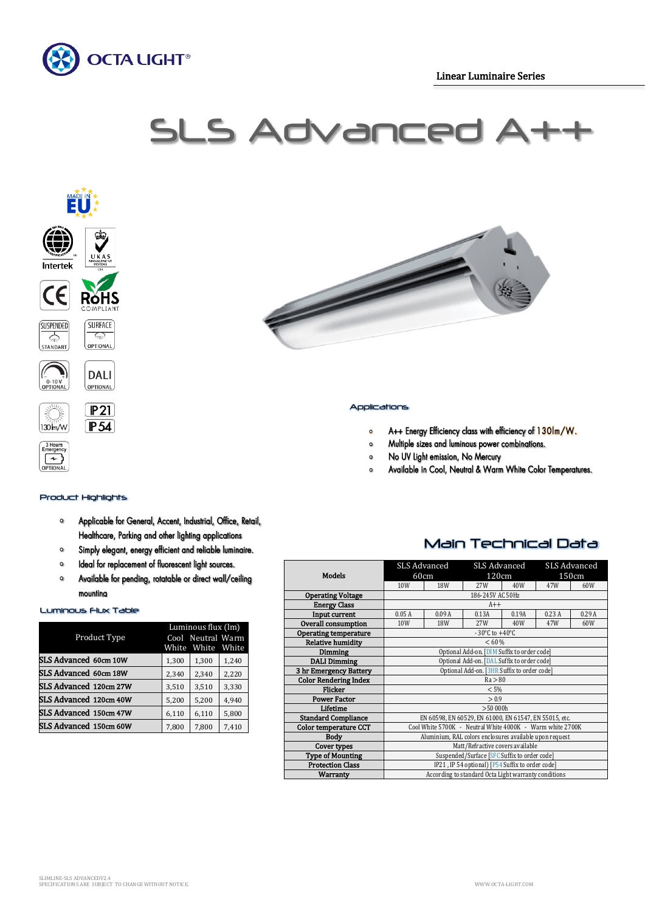OCTA LIGHT®

Linear Luminaire Series

# SLS Advanced A++

MADE IN EU

Intertek

UKAS MANAGEMENT SYSTEMS

CE

RoHS COMPLIANT

SUSPENDED STANDART

SURFACE OPTIONAL

0-10V OPTIONAL

DALI OPTIONAL

130lm/W

IP21

IP54

3 Hours Emergency OPTIONAL

## Applications

- A++ Energy Efficiency class with efficiency of 130lm/W.
- Multiple sizes and luminous power combinations.
- No UV light emission, No Mercury
- Available in Cool, Neutral & Warm White Color Temperatures.

## Product Highlights

- Applicable for General, Accent, Industrial, Office, Retail, Healthcare, Parking and other lighting applications
- Simply elegant, energy efficient and reliable luminaire.
- Ideal for replacement of fluorescent light sources.
- Available for pending, rotatable or direct wall/ceiling mounting

## Luminous Flux Table

| Product Type | Luminous flux (lm) Cool White | Neutral White | Warm White |
|---|---|---|---|
| SLS Advanced 60cm 10W | 1,300 | 1,300 | 1,240 |
| SLS Advanced 60cm 18W | 2,340 | 2,340 | 2,220 |
| SLS Advanced 120cm 27W | 3,510 | 3,510 | 3,330 |
| SLS Advanced 120cm 40W | 5,200 | 5,200 | 4,940 |
| SLS Advanced 150cm 47W | 6,110 | 6,110 | 5,800 |
| SLS Advanced 150cm 60W | 7,800 | 7,800 | 7,410 |

## Main Technical Data

| Models | SLS Advanced 60cm | | SLS Advanced 120cm | | SLS Advanced 150cm | |
|---|---|---|---|---|---|---|
| | 10W | 18W | 27W | 40W | 47W | 60W |
| Operating Voltage | 186-245V AC 50Hz | | | | | |
| Energy Class | A++ | | | | | |
| Input current | 0.05 A | 0.09 A | 0.13A | 0.19A | 0.23 A | 0.29 A |
| Overall consumption | 10W | 18W | 27W | 40W | 47W | 60W |
| Operating temperature | -30°C to +40°C | | | | | |
| Relative humidity | < 60% | | | | | |
| Dimming | Optional Add-on. [DIM Suffix to order code] | | | | | |
| DALI Dimming | Optional Add-on. [DAL Suffix to order code] | | | | | |
| 3 hr Emergency Battery | Optional Add-on. [3HR Suffix to order code] | | | | | |
| Color Rendering Index | Ra > 80 | | | | | |
| Flicker | < 5% | | | | | |
| Power Factor | > 0.9 | | | | | |
| Lifetime | >50 000h | | | | | |
| Standard Compliance | EN 60598, EN 60529, EN 61000, EN 61547, EN 55015, etc. | | | | | |
| Color temperature CCT | Cool White 5700K - Neutral White 4000K - Warm white 2700K | | | | | |
| Body | Aluminium, RAL colors enclosures available upon request | | | | | |
| Cover types | Matt/Refractive covers available | | | | | |
| Type of Mounting | Suspended/Surface [SFC Suffix to order code] | | | | | |
| Protection Class | IP21 , IP 54 optional) [P54 Suffix to order code] | | | | | |
| Warranty | According to standard Octa Light warranty conditions | | | | | |

SLIMLINE-SLS ADVANCEDV2.4
SPECIFICATIONS ARE SUBJECT TO CHANGE WITHOUT NOTICE.

WWW.OCTA-LIGHT.COM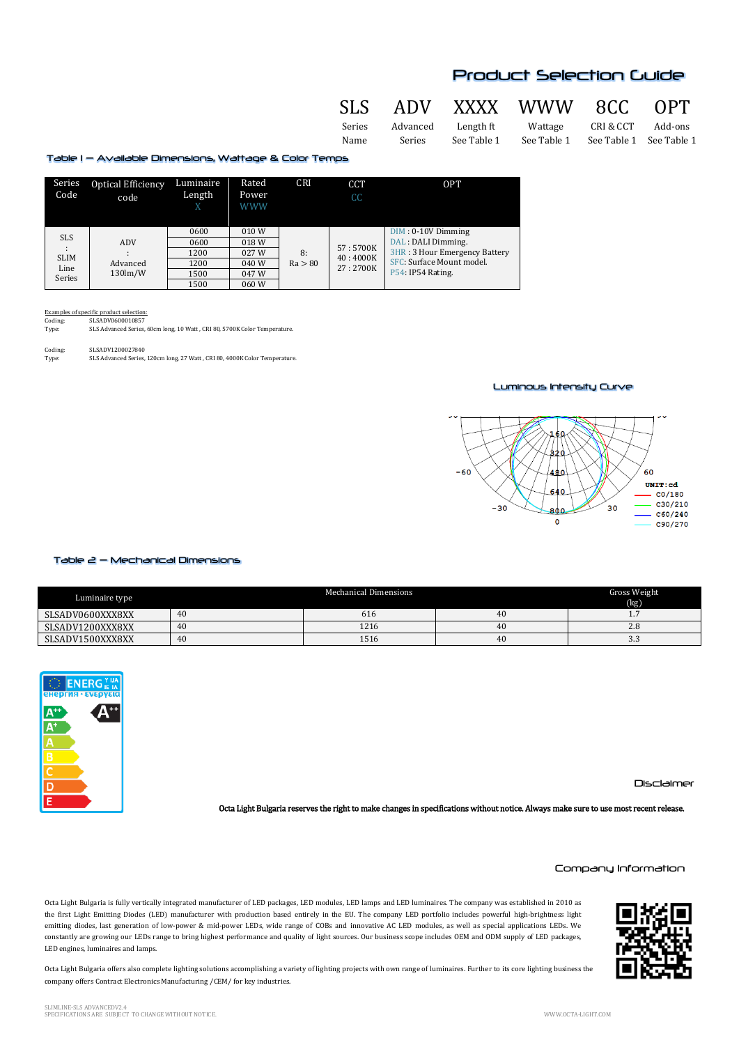# Product Selection Guide

| SLS | ADV | XXXX | WWW | 8CC | OPT |
|---|---|---|---|---|---|
| Series Name | Advanced Series | Length ft See Table 1 | Wattage See Table 1 | CRI & CCT See Table 1 | Add-ons See Table 1 |

## Table I – Available Dimensions, Wattage & Color Temps

| Series Code | Optical Efficiency code | Luminaire Length X | Rated Power WWW | CRI | CCT CC | OPT |
|---|---|---|---|---|---|---|
| SLS : SLIM Line Series | ADV : Advanced 130lm/W | 0600 | 010 W | 8: Ra > 80 | 57 : 5700K 40 : 4000K 27 : 2700K | DIM : 0-10V Dimming DAL : DALI Dimming. 3HR : 3 Hour Emergency Battery SFC: Surface Mount model. P54: IP54 Rating. |
| | | 0600 | 018 W | | | |
| | | 1200 | 027 W | | | |
| | | 1200 | 040 W | | | |
| | | 1500 | 047 W | | | |
| | | 1500 | 060 W | | | |

Examples of specific product selection:
Coding: SLSADV0600010857
Type: SLS Advanced Series, 60cm long, 10 Watt , CRI 80, 5700K Color Temperature.

Coding: SLSADV1200027840
Type: SLS Advanced Series, 120cm long, 27 Watt , CRI 80, 4000K Color Temperature.

## Luminous Intensity Curve

90 90
160
320
480
640
800
-60 60
-30 0 30
UNIT: cd
C0/180
C30/210
C60/240
C90/270

## Table 2 – Mechanical Dimensions

| Luminaire type | Mechanical Dimensions | | | Gross Weight (kg) |
|---|---|---|---|---|
| SLSADV0600XXX8XX | 40 | 616 | 40 | 1.7 |
| SLSADV1200XXX8XX | 40 | 1216 | 40 | 2.8 |
| SLSADV1500XXX8XX | 40 | 1516 | 40 | 3.3 |

ENERGY
енергия · ενεργεια
A++
A+
A
B
C
D
E
A++

## Disclaimer

**Octa Light Bulgaria reserves the right to make changes in specifications without notice. Always make sure to use most recent release.**

## Company Information

Octa Light Bulgaria is fully vertically integrated manufacturer of LED packages, LED modules, LED lamps and LED luminaires. The company was established in 2010 as the first Light Emitting Diodes (LED) manufacturer with production based entirely in the EU. The company LED portfolio includes powerful high-brightness light emitting diodes, last generation of low-power & mid-power LEDs, wide range of COBs and innovative AC LED modules, as well as special applications LEDs. We constantly are growing our LEDs range to bring highest performance and quality of light sources. Our business scope includes OEM and ODM supply of LED packages, LED engines, luminaires and lamps.

Octa Light Bulgaria offers also complete lighting solutions accomplishing a variety of lighting projects with own range of luminaires. Further to its core lighting business the company offers Contract Electronics Manufacturing /CEM/ for key industries.

SLIMLINE-SLS ADVANCEDV2.4
SPECIFICATIONS ARE SUBJECT TO CHANGE WITHOUT NOTICE. WWW.OCTA-LIGHT.COM